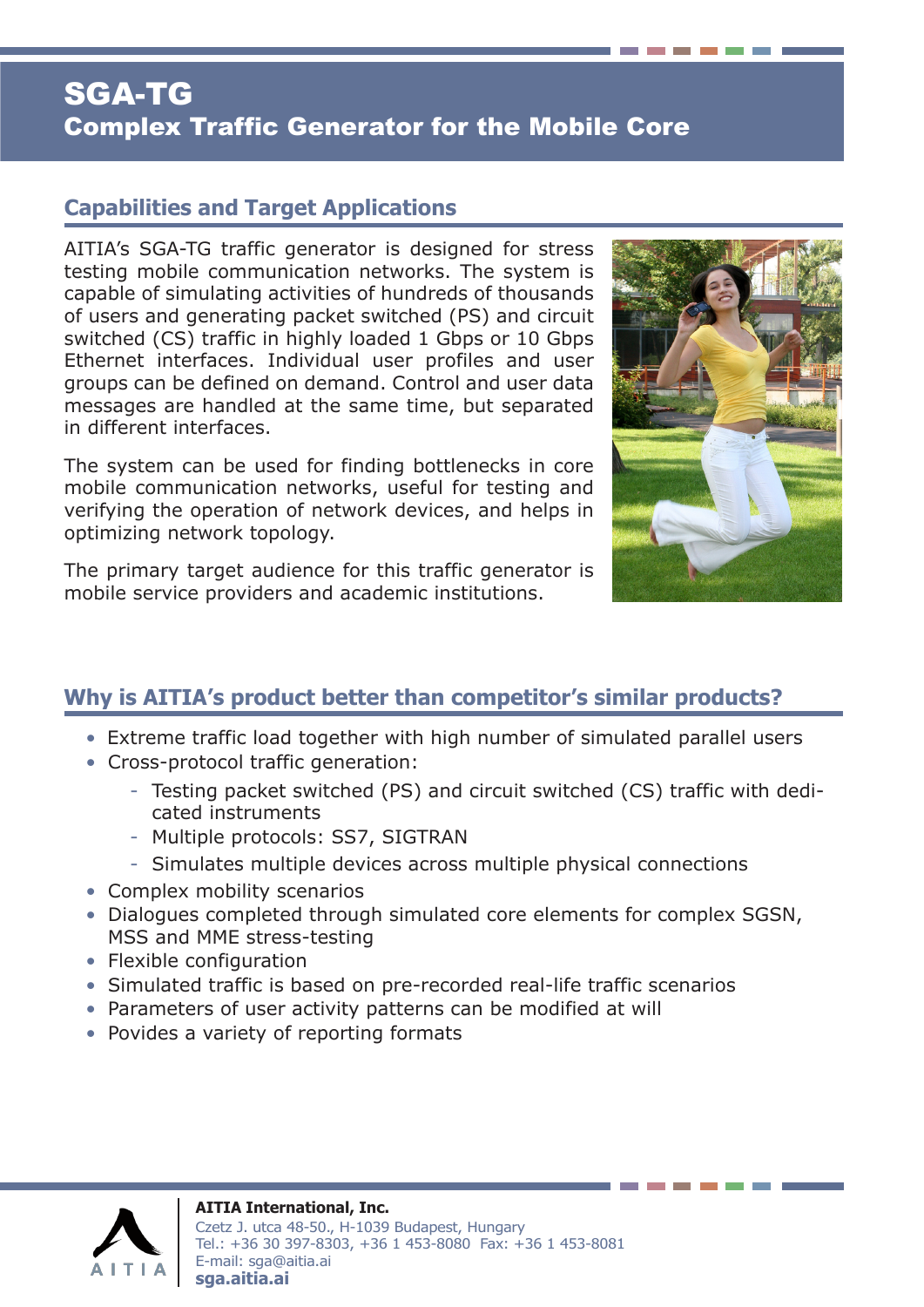# SGA-TG
## Complex Traffic Generator for the Mobile Core

### Capabilities and Target Applications

AITIA's SGA-TG traffic generator is designed for stress testing mobile communication networks. The system is capable of simulating activities of hundreds of thousands of users and generating packet switched (PS) and circuit switched (CS) traffic in highly loaded 1 Gbps or 10 Gbps Ethernet interfaces. Individual user profiles and user groups can be defined on demand. Control and user data messages are handled at the same time, but separated in different interfaces.

The system can be used for finding bottlenecks in core mobile communication networks, useful for testing and verifying the operation of network devices, and helps in optimizing network topology.

The primary target audience for this traffic generator is mobile service providers and academic institutions.

### Why is AITIA's product better than competitor's similar products?

- Extreme traffic load together with high number of simulated parallel users
- Cross-protocol traffic generation:
  - Testing packet switched (PS) and circuit switched (CS) traffic with dedicated instruments
  - Multiple protocols: SS7, SIGTRAN
  - Simulates multiple devices across multiple physical connections
- Complex mobility scenarios
- Dialogues completed through simulated core elements for complex SGSN, MSS and MME stress-testing
- Flexible configuration
- Simulated traffic is based on pre-recorded real-life traffic scenarios
- Parameters of user activity patterns can be modified at will
- Povides a variety of reporting formats

AITIA

**AITIA International, Inc.**
Czetz J. utca 48-50., H-1039 Budapest, Hungary
Tel.: +36 30 397-8303, +36 1 453-8080 Fax: +36 1 453-8081
E-mail: sga@aitia.ai
**sga.aitia.ai**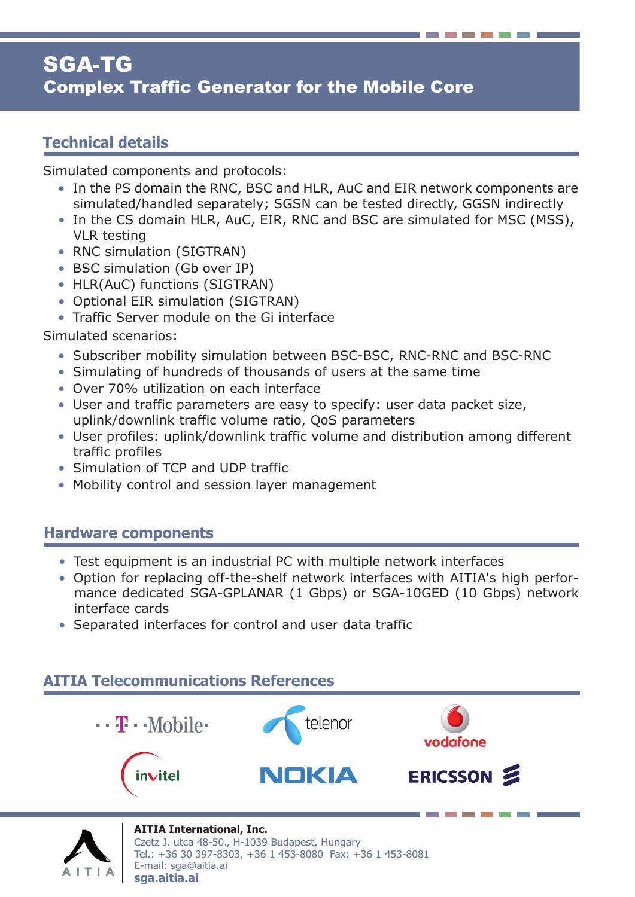# SGA-TG

## Complex Traffic Generator for the Mobile Core

### Technical details

Simulated components and protocols:

- In the PS domain the RNC, BSC and HLR, AuC and EIR network components are simulated/handled separately; SGSN can be tested directly, GGSN indirectly
- In the CS domain HLR, AuC, EIR, RNC and BSC are simulated for MSC (MSS), VLR testing
- RNC simulation (SIGTRAN)
- BSC simulation (Gb over IP)
- HLR(AuC) functions (SIGTRAN)
- Optional EIR simulation (SIGTRAN)
- Traffic Server module on the Gi interface

Simulated scenarios:

- Subscriber mobility simulation between BSC-BSC, RNC-RNC and BSC-RNC
- Simulating of hundreds of thousands of users at the same time
- Over 70% utilization on each interface
- User and traffic parameters are easy to specify: user data packet size, uplink/downlink traffic volume ratio, QoS parameters
- User profiles: uplink/downlink traffic volume and distribution among different traffic profiles
- Simulation of TCP and UDP traffic
- Mobility control and session layer management

### Hardware components

- Test equipment is an industrial PC with multiple network interfaces
- Option for replacing off-the-shelf network interfaces with AITIA's high performance dedicated SGA-GPLANAR (1 Gbps) or SGA-10GED (10 Gbps) network interface cards
- Separated interfaces for control and user data traffic

### AITIA Telecommunications References

T-Mobile · telenor · vodafone · invitel · NOKIA · ERICSSON

**AITIA International, Inc.**
Czetz J. utca 48-50., H-1039 Budapest, Hungary
Tel.: +36 30 397-8303, +36 1 453-8080 Fax: +36 1 453-8081
E-mail: sga@aitia.ai
**sga.aitia.ai**